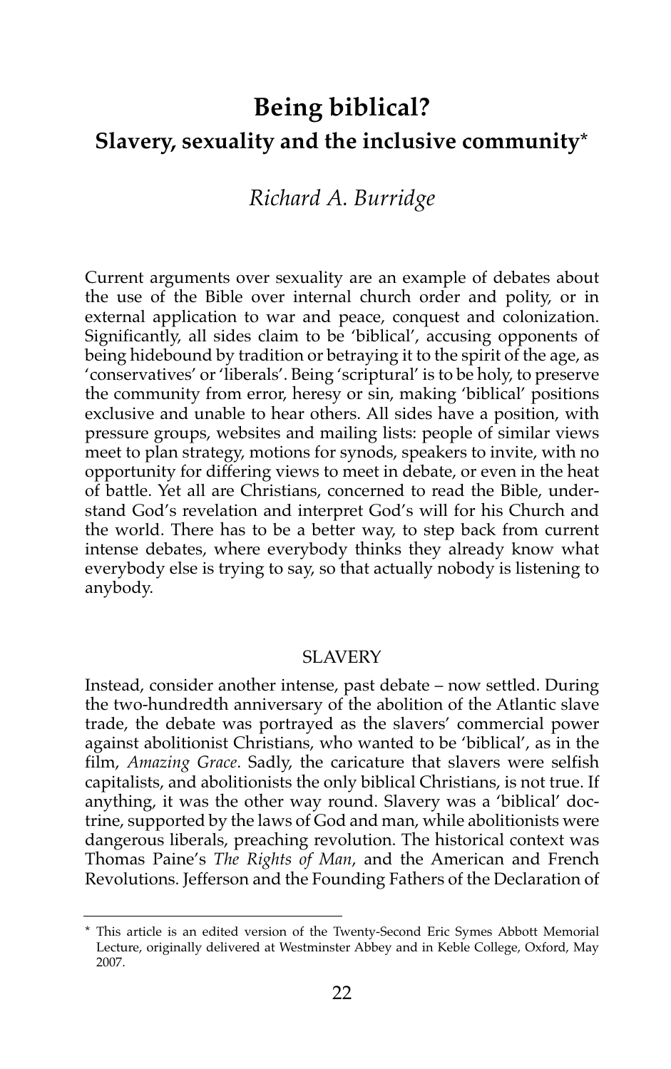# Being biblical?

## Slavery, sexuality and the inclusive community*

*Richard A. Burridge*

Current arguments over sexuality are an example of debates about the use of the Bible over internal church order and polity, or in external application to war and peace, conquest and colonization. Significantly, all sides claim to be 'biblical', accusing opponents of being hidebound by tradition or betraying it to the spirit of the age, as 'conservatives' or 'liberals'. Being 'scriptural' is to be holy, to preserve the community from error, heresy or sin, making 'biblical' positions exclusive and unable to hear others. All sides have a position, with pressure groups, websites and mailing lists: people of similar views meet to plan strategy, motions for synods, speakers to invite, with no opportunity for differing views to meet in debate, or even in the heat of battle. Yet all are Christians, concerned to read the Bible, understand God's revelation and interpret God's will for his Church and the world. There has to be a better way, to step back from current intense debates, where everybody thinks they already know what everybody else is trying to say, so that actually nobody is listening to anybody.

### SLAVERY

Instead, consider another intense, past debate – now settled. During the two-hundredth anniversary of the abolition of the Atlantic slave trade, the debate was portrayed as the slavers' commercial power against abolitionist Christians, who wanted to be 'biblical', as in the film, *Amazing Grace*. Sadly, the caricature that slavers were selfish capitalists, and abolitionists the only biblical Christians, is not true. If anything, it was the other way round. Slavery was a 'biblical' doctrine, supported by the laws of God and man, while abolitionists were dangerous liberals, preaching revolution. The historical context was Thomas Paine's *The Rights of Man*, and the American and French Revolutions. Jefferson and the Founding Fathers of the Declaration of

---

* This article is an edited version of the Twenty-Second Eric Symes Abbott Memorial Lecture, originally delivered at Westminster Abbey and in Keble College, Oxford, May 2007.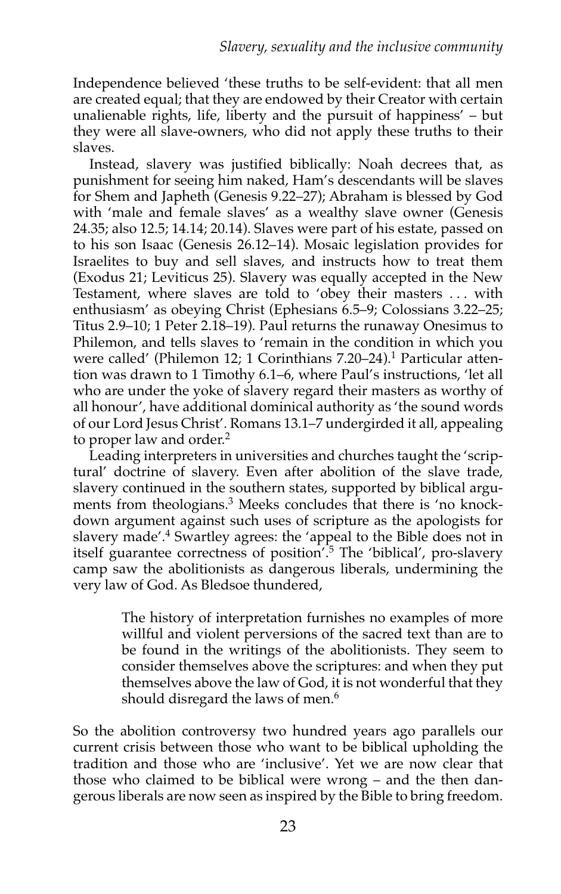Independence believed 'these truths to be self-evident: that all men are created equal; that they are endowed by their Creator with certain unalienable rights, life, liberty and the pursuit of happiness' – but they were all slave-owners, who did not apply these truths to their slaves.

Instead, slavery was justified biblically: Noah decrees that, as punishment for seeing him naked, Ham's descendants will be slaves for Shem and Japheth (Genesis 9.22–27); Abraham is blessed by God with 'male and female slaves' as a wealthy slave owner (Genesis 24.35; also 12.5; 14.14; 20.14). Slaves were part of his estate, passed on to his son Isaac (Genesis 26.12–14). Mosaic legislation provides for Israelites to buy and sell slaves, and instructs how to treat them (Exodus 21; Leviticus 25). Slavery was equally accepted in the New Testament, where slaves are told to 'obey their masters . . . with enthusiasm' as obeying Christ (Ephesians 6.5–9; Colossians 3.22–25; Titus 2.9–10; 1 Peter 2.18–19). Paul returns the runaway Onesimus to Philemon, and tells slaves to 'remain in the condition in which you were called' (Philemon 12; 1 Corinthians 7.20–24).[1] Particular attention was drawn to 1 Timothy 6.1–6, where Paul's instructions, 'let all who are under the yoke of slavery regard their masters as worthy of all honour', have additional dominical authority as 'the sound words of our Lord Jesus Christ'. Romans 13.1–7 undergirded it all, appealing to proper law and order.[2]

Leading interpreters in universities and churches taught the 'scriptural' doctrine of slavery. Even after abolition of the slave trade, slavery continued in the southern states, supported by biblical arguments from theologians.[3] Meeks concludes that there is 'no knockdown argument against such uses of scripture as the apologists for slavery made'.[4] Swartley agrees: the 'appeal to the Bible does not in itself guarantee correctness of position'.[5] The 'biblical', pro-slavery camp saw the abolitionists as dangerous liberals, undermining the very law of God. As Bledsoe thundered,

> The history of interpretation furnishes no examples of more willful and violent perversions of the sacred text than are to be found in the writings of the abolitionists. They seem to consider themselves above the scriptures: and when they put themselves above the law of God, it is not wonderful that they should disregard the laws of men.[6]

So the abolition controversy two hundred years ago parallels our current crisis between those who want to be biblical upholding the tradition and those who are 'inclusive'. Yet we are now clear that those who claimed to be biblical were wrong – and the then dangerous liberals are now seen as inspired by the Bible to bring freedom.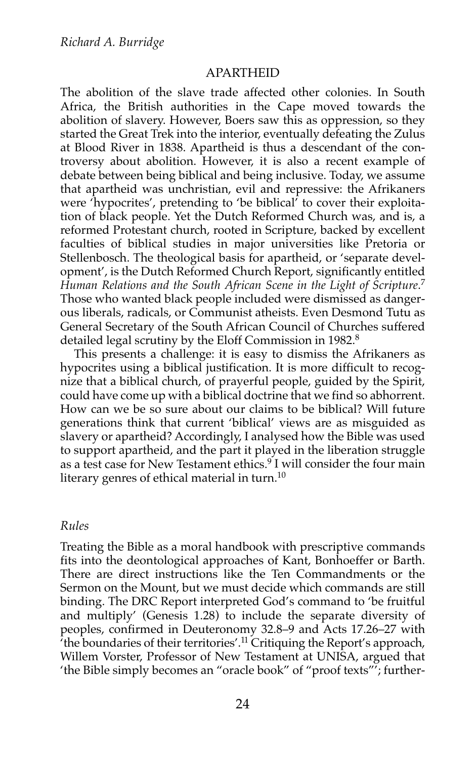## APARTHEID

The abolition of the slave trade affected other colonies. In South Africa, the British authorities in the Cape moved towards the abolition of slavery. However, Boers saw this as oppression, so they started the Great Trek into the interior, eventually defeating the Zulus at Blood River in 1838. Apartheid is thus a descendant of the controversy about abolition. However, it is also a recent example of debate between being biblical and being inclusive. Today, we assume that apartheid was unchristian, evil and repressive: the Afrikaners were 'hypocrites', pretending to 'be biblical' to cover their exploitation of black people. Yet the Dutch Reformed Church was, and is, a reformed Protestant church, rooted in Scripture, backed by excellent faculties of biblical studies in major universities like Pretoria or Stellenbosch. The theological basis for apartheid, or 'separate development', is the Dutch Reformed Church Report, significantly entitled *Human Relations and the South African Scene in the Light of Scripture*.[7] Those who wanted black people included were dismissed as dangerous liberals, radicals, or Communist atheists. Even Desmond Tutu as General Secretary of the South African Council of Churches suffered detailed legal scrutiny by the Eloff Commission in 1982.[8]

This presents a challenge: it is easy to dismiss the Afrikaners as hypocrites using a biblical justification. It is more difficult to recognize that a biblical church, of prayerful people, guided by the Spirit, could have come up with a biblical doctrine that we find so abhorrent. How can we be so sure about our claims to be biblical? Will future generations think that current 'biblical' views are as misguided as slavery or apartheid? Accordingly, I analysed how the Bible was used to support apartheid, and the part it played in the liberation struggle as a test case for New Testament ethics.[9] I will consider the four main literary genres of ethical material in turn.[10]

### *Rules*

Treating the Bible as a moral handbook with prescriptive commands fits into the deontological approaches of Kant, Bonhoeffer or Barth. There are direct instructions like the Ten Commandments or the Sermon on the Mount, but we must decide which commands are still binding. The DRC Report interpreted God's command to 'be fruitful and multiply' (Genesis 1.28) to include the separate diversity of peoples, confirmed in Deuteronomy 32.8–9 and Acts 17.26–27 with 'the boundaries of their territories'.[11] Critiquing the Report's approach, Willem Vorster, Professor of New Testament at UNISA, argued that 'the Bible simply becomes an "oracle book" of "proof texts"'; further-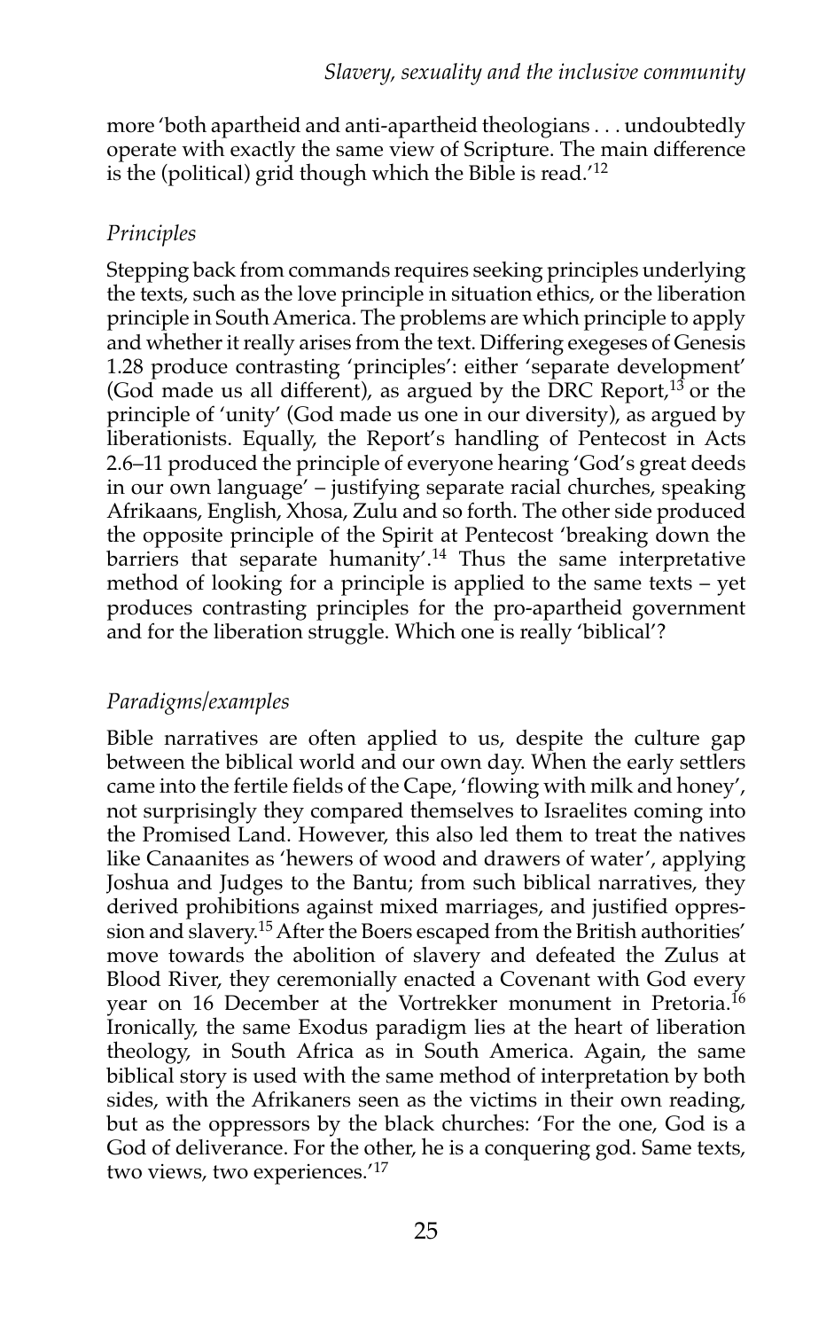more 'both apartheid and anti-apartheid theologians . . . undoubtedly operate with exactly the same view of Scripture. The main difference is the (political) grid though which the Bible is read.'[12]

### *Principles*

Stepping back from commands requires seeking principles underlying the texts, such as the love principle in situation ethics, or the liberation principle in South America. The problems are which principle to apply and whether it really arises from the text. Differing exegeses of Genesis 1.28 produce contrasting 'principles': either 'separate development' (God made us all different), as argued by the DRC Report,[13] or the principle of 'unity' (God made us one in our diversity), as argued by liberationists. Equally, the Report's handling of Pentecost in Acts 2.6–11 produced the principle of everyone hearing 'God's great deeds in our own language' – justifying separate racial churches, speaking Afrikaans, English, Xhosa, Zulu and so forth. The other side produced the opposite principle of the Spirit at Pentecost 'breaking down the barriers that separate humanity'.[14] Thus the same interpretative method of looking for a principle is applied to the same texts – yet produces contrasting principles for the pro-apartheid government and for the liberation struggle. Which one is really 'biblical'?

### *Paradigms/examples*

Bible narratives are often applied to us, despite the culture gap between the biblical world and our own day. When the early settlers came into the fertile fields of the Cape, 'flowing with milk and honey', not surprisingly they compared themselves to Israelites coming into the Promised Land. However, this also led them to treat the natives like Canaanites as 'hewers of wood and drawers of water', applying Joshua and Judges to the Bantu; from such biblical narratives, they derived prohibitions against mixed marriages, and justified oppression and slavery.[15] After the Boers escaped from the British authorities' move towards the abolition of slavery and defeated the Zulus at Blood River, they ceremonially enacted a Covenant with God every year on 16 December at the Vortrekker monument in Pretoria.[16] Ironically, the same Exodus paradigm lies at the heart of liberation theology, in South Africa as in South America. Again, the same biblical story is used with the same method of interpretation by both sides, with the Afrikaners seen as the victims in their own reading, but as the oppressors by the black churches: 'For the one, God is a God of deliverance. For the other, he is a conquering god. Same texts, two views, two experiences.'[17]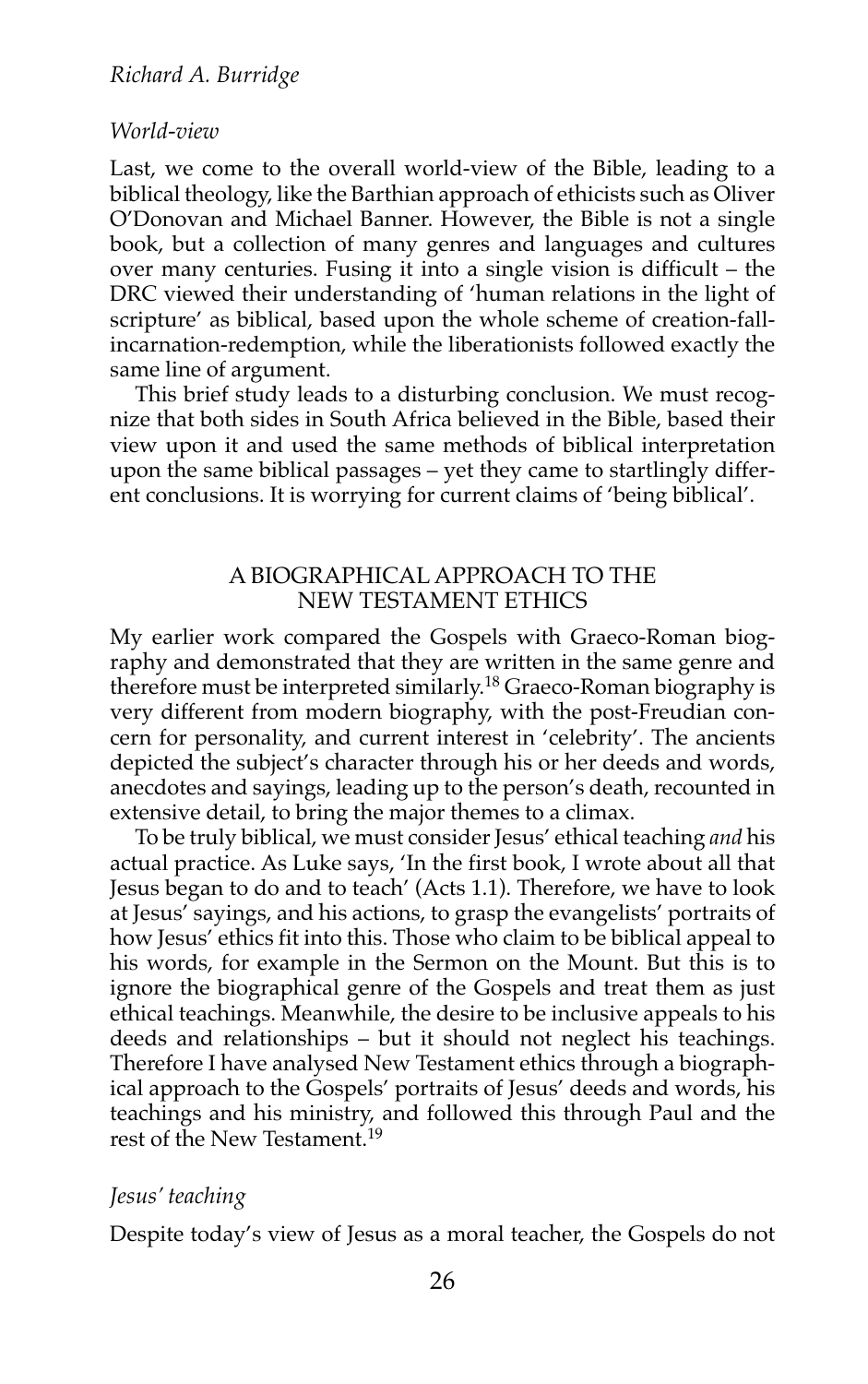*World-view*

Last, we come to the overall world-view of the Bible, leading to a biblical theology, like the Barthian approach of ethicists such as Oliver O'Donovan and Michael Banner. However, the Bible is not a single book, but a collection of many genres and languages and cultures over many centuries. Fusing it into a single vision is difficult – the DRC viewed their understanding of 'human relations in the light of scripture' as biblical, based upon the whole scheme of creation-fall-incarnation-redemption, while the liberationists followed exactly the same line of argument.

This brief study leads to a disturbing conclusion. We must recognize that both sides in South Africa believed in the Bible, based their view upon it and used the same methods of biblical interpretation upon the same biblical passages – yet they came to startlingly different conclusions. It is worrying for current claims of 'being biblical'.

## A BIOGRAPHICAL APPROACH TO THE NEW TESTAMENT ETHICS

My earlier work compared the Gospels with Graeco-Roman biography and demonstrated that they are written in the same genre and therefore must be interpreted similarly.[18] Graeco-Roman biography is very different from modern biography, with the post-Freudian concern for personality, and current interest in 'celebrity'. The ancients depicted the subject's character through his or her deeds and words, anecdotes and sayings, leading up to the person's death, recounted in extensive detail, to bring the major themes to a climax.

To be truly biblical, we must consider Jesus' ethical teaching *and* his actual practice. As Luke says, 'In the first book, I wrote about all that Jesus began to do and to teach' (Acts 1.1). Therefore, we have to look at Jesus' sayings, and his actions, to grasp the evangelists' portraits of how Jesus' ethics fit into this. Those who claim to be biblical appeal to his words, for example in the Sermon on the Mount. But this is to ignore the biographical genre of the Gospels and treat them as just ethical teachings. Meanwhile, the desire to be inclusive appeals to his deeds and relationships – but it should not neglect his teachings. Therefore I have analysed New Testament ethics through a biographical approach to the Gospels' portraits of Jesus' deeds and words, his teachings and his ministry, and followed this through Paul and the rest of the New Testament.[19]

*Jesus' teaching*

Despite today's view of Jesus as a moral teacher, the Gospels do not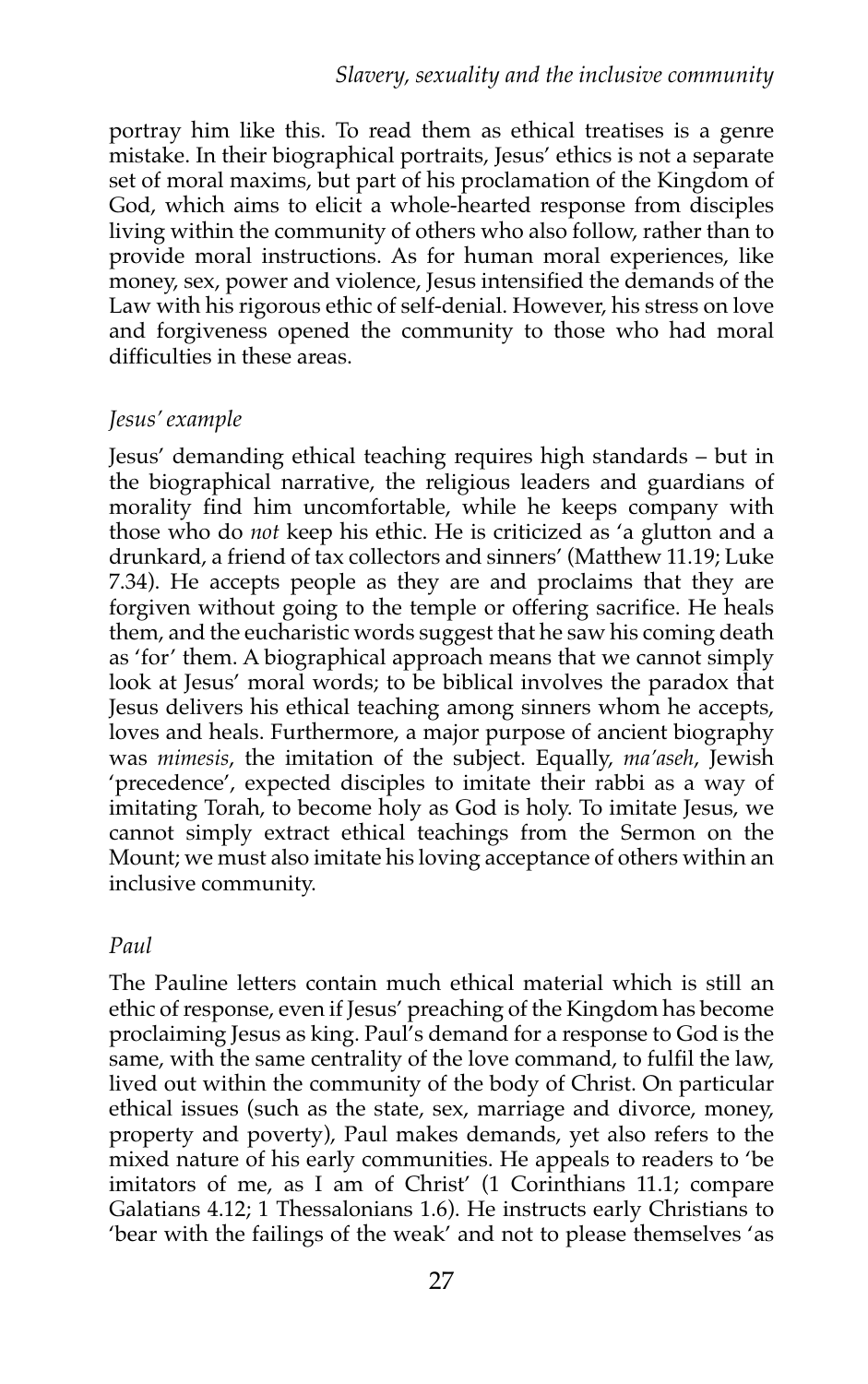portray him like this. To read them as ethical treatises is a genre mistake. In their biographical portraits, Jesus' ethics is not a separate set of moral maxims, but part of his proclamation of the Kingdom of God, which aims to elicit a whole-hearted response from disciples living within the community of others who also follow, rather than to provide moral instructions. As for human moral experiences, like money, sex, power and violence, Jesus intensified the demands of the Law with his rigorous ethic of self-denial. However, his stress on love and forgiveness opened the community to those who had moral difficulties in these areas.

### *Jesus' example*

Jesus' demanding ethical teaching requires high standards – but in the biographical narrative, the religious leaders and guardians of morality find him uncomfortable, while he keeps company with those who do *not* keep his ethic. He is criticized as 'a glutton and a drunkard, a friend of tax collectors and sinners' (Matthew 11.19; Luke 7.34). He accepts people as they are and proclaims that they are forgiven without going to the temple or offering sacrifice. He heals them, and the eucharistic words suggest that he saw his coming death as 'for' them. A biographical approach means that we cannot simply look at Jesus' moral words; to be biblical involves the paradox that Jesus delivers his ethical teaching among sinners whom he accepts, loves and heals. Furthermore, a major purpose of ancient biography was *mimesis*, the imitation of the subject. Equally, *ma'aseh*, Jewish 'precedence', expected disciples to imitate their rabbi as a way of imitating Torah, to become holy as God is holy. To imitate Jesus, we cannot simply extract ethical teachings from the Sermon on the Mount; we must also imitate his loving acceptance of others within an inclusive community.

### *Paul*

The Pauline letters contain much ethical material which is still an ethic of response, even if Jesus' preaching of the Kingdom has become proclaiming Jesus as king. Paul's demand for a response to God is the same, with the same centrality of the love command, to fulfil the law, lived out within the community of the body of Christ. On particular ethical issues (such as the state, sex, marriage and divorce, money, property and poverty), Paul makes demands, yet also refers to the mixed nature of his early communities. He appeals to readers to 'be imitators of me, as I am of Christ' (1 Corinthians 11.1; compare Galatians 4.12; 1 Thessalonians 1.6). He instructs early Christians to 'bear with the failings of the weak' and not to please themselves 'as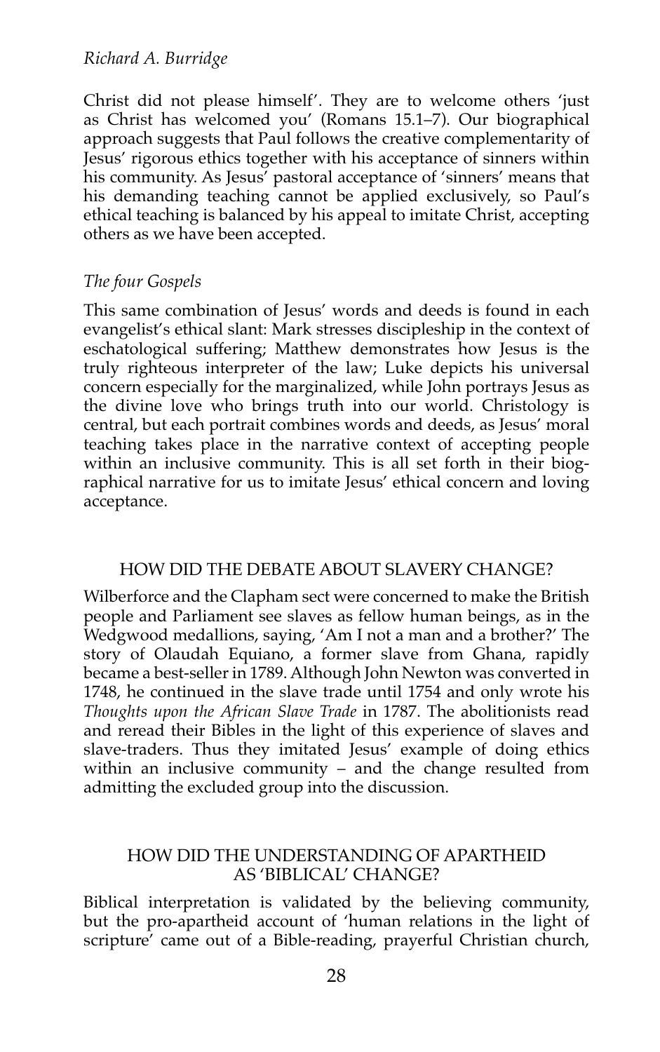Christ did not please himself'. They are to welcome others 'just as Christ has welcomed you' (Romans 15.1–7). Our biographical approach suggests that Paul follows the creative complementarity of Jesus' rigorous ethics together with his acceptance of sinners within his community. As Jesus' pastoral acceptance of 'sinners' means that his demanding teaching cannot be applied exclusively, so Paul's ethical teaching is balanced by his appeal to imitate Christ, accepting others as we have been accepted.

### *The four Gospels*

This same combination of Jesus' words and deeds is found in each evangelist's ethical slant: Mark stresses discipleship in the context of eschatological suffering; Matthew demonstrates how Jesus is the truly righteous interpreter of the law; Luke depicts his universal concern especially for the marginalized, while John portrays Jesus as the divine love who brings truth into our world. Christology is central, but each portrait combines words and deeds, as Jesus' moral teaching takes place in the narrative context of accepting people within an inclusive community. This is all set forth in their biographical narrative for us to imitate Jesus' ethical concern and loving acceptance.

## HOW DID THE DEBATE ABOUT SLAVERY CHANGE?

Wilberforce and the Clapham sect were concerned to make the British people and Parliament see slaves as fellow human beings, as in the Wedgwood medallions, saying, 'Am I not a man and a brother?' The story of Olaudah Equiano, a former slave from Ghana, rapidly became a best-seller in 1789. Although John Newton was converted in 1748, he continued in the slave trade until 1754 and only wrote his *Thoughts upon the African Slave Trade* in 1787. The abolitionists read and reread their Bibles in the light of this experience of slaves and slave-traders. Thus they imitated Jesus' example of doing ethics within an inclusive community – and the change resulted from admitting the excluded group into the discussion.

## HOW DID THE UNDERSTANDING OF APARTHEID AS 'BIBLICAL' CHANGE?

Biblical interpretation is validated by the believing community, but the pro-apartheid account of 'human relations in the light of scripture' came out of a Bible-reading, prayerful Christian church,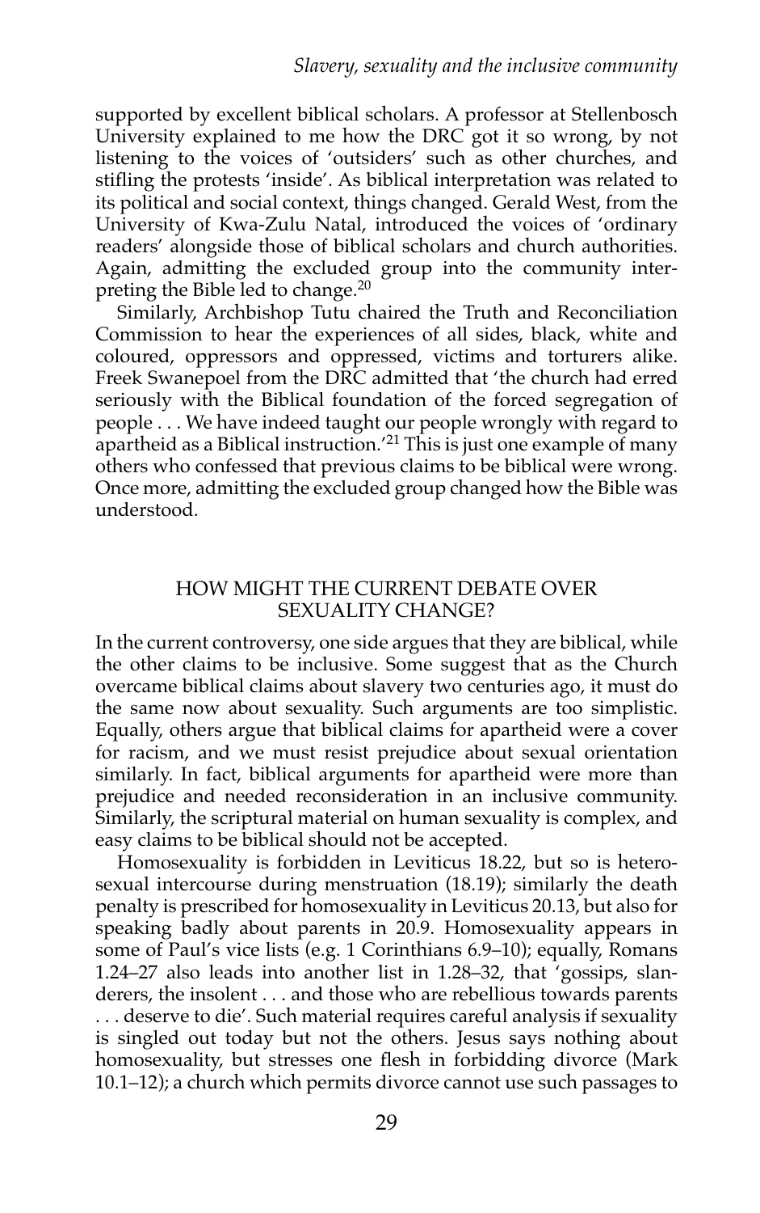supported by excellent biblical scholars. A professor at Stellenbosch University explained to me how the DRC got it so wrong, by not listening to the voices of 'outsiders' such as other churches, and stifling the protests 'inside'. As biblical interpretation was related to its political and social context, things changed. Gerald West, from the University of Kwa-Zulu Natal, introduced the voices of 'ordinary readers' alongside those of biblical scholars and church authorities. Again, admitting the excluded group into the community interpreting the Bible led to change.[20]

Similarly, Archbishop Tutu chaired the Truth and Reconciliation Commission to hear the experiences of all sides, black, white and coloured, oppressors and oppressed, victims and torturers alike. Freek Swanepoel from the DRC admitted that 'the church had erred seriously with the Biblical foundation of the forced segregation of people . . . We have indeed taught our people wrongly with regard to apartheid as a Biblical instruction.'[21] This is just one example of many others who confessed that previous claims to be biblical were wrong. Once more, admitting the excluded group changed how the Bible was understood.

## HOW MIGHT THE CURRENT DEBATE OVER SEXUALITY CHANGE?

In the current controversy, one side argues that they are biblical, while the other claims to be inclusive. Some suggest that as the Church overcame biblical claims about slavery two centuries ago, it must do the same now about sexuality. Such arguments are too simplistic. Equally, others argue that biblical claims for apartheid were a cover for racism, and we must resist prejudice about sexual orientation similarly. In fact, biblical arguments for apartheid were more than prejudice and needed reconsideration in an inclusive community. Similarly, the scriptural material on human sexuality is complex, and easy claims to be biblical should not be accepted.

Homosexuality is forbidden in Leviticus 18.22, but so is heterosexual intercourse during menstruation (18.19); similarly the death penalty is prescribed for homosexuality in Leviticus 20.13, but also for speaking badly about parents in 20.9. Homosexuality appears in some of Paul's vice lists (e.g. 1 Corinthians 6.9–10); equally, Romans 1.24–27 also leads into another list in 1.28–32, that 'gossips, slanderers, the insolent . . . and those who are rebellious towards parents . . . deserve to die'. Such material requires careful analysis if sexuality is singled out today but not the others. Jesus says nothing about homosexuality, but stresses one flesh in forbidding divorce (Mark 10.1–12); a church which permits divorce cannot use such passages to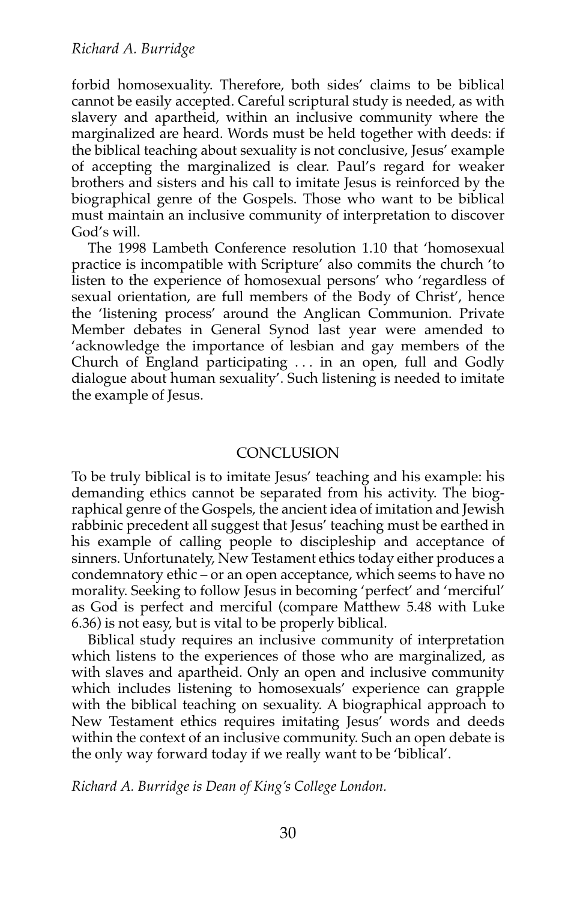forbid homosexuality. Therefore, both sides' claims to be biblical cannot be easily accepted. Careful scriptural study is needed, as with slavery and apartheid, within an inclusive community where the marginalized are heard. Words must be held together with deeds: if the biblical teaching about sexuality is not conclusive, Jesus' example of accepting the marginalized is clear. Paul's regard for weaker brothers and sisters and his call to imitate Jesus is reinforced by the biographical genre of the Gospels. Those who want to be biblical must maintain an inclusive community of interpretation to discover God's will.

The 1998 Lambeth Conference resolution 1.10 that 'homosexual practice is incompatible with Scripture' also commits the church 'to listen to the experience of homosexual persons' who 'regardless of sexual orientation, are full members of the Body of Christ', hence the 'listening process' around the Anglican Communion. Private Member debates in General Synod last year were amended to 'acknowledge the importance of lesbian and gay members of the Church of England participating . . . in an open, full and Godly dialogue about human sexuality'. Such listening is needed to imitate the example of Jesus.

## CONCLUSION

To be truly biblical is to imitate Jesus' teaching and his example: his demanding ethics cannot be separated from his activity. The biographical genre of the Gospels, the ancient idea of imitation and Jewish rabbinic precedent all suggest that Jesus' teaching must be earthed in his example of calling people to discipleship and acceptance of sinners. Unfortunately, New Testament ethics today either produces a condemnatory ethic – or an open acceptance, which seems to have no morality. Seeking to follow Jesus in becoming 'perfect' and 'merciful' as God is perfect and merciful (compare Matthew 5.48 with Luke 6.36) is not easy, but is vital to be properly biblical.

Biblical study requires an inclusive community of interpretation which listens to the experiences of those who are marginalized, as with slaves and apartheid. Only an open and inclusive community which includes listening to homosexuals' experience can grapple with the biblical teaching on sexuality. A biographical approach to New Testament ethics requires imitating Jesus' words and deeds within the context of an inclusive community. Such an open debate is the only way forward today if we really want to be 'biblical'.

*Richard A. Burridge is Dean of King's College London.*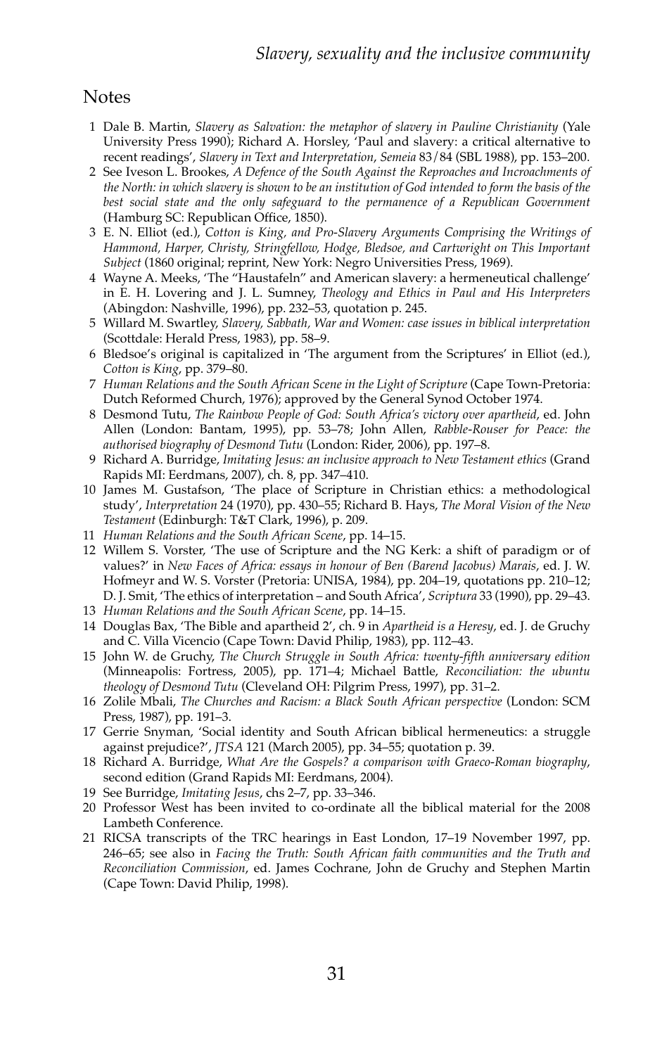## Notes

1. Dale B. Martin, *Slavery as Salvation: the metaphor of slavery in Pauline Christianity* (Yale University Press 1990); Richard A. Horsley, 'Paul and slavery: a critical alternative to recent readings', *Slavery in Text and Interpretation*, *Semeia* 83/84 (SBL 1988), pp. 153–200.
2. See Iveson L. Brookes, *A Defence of the South Against the Reproaches and Incroachments of the North: in which slavery is shown to be an institution of God intended to form the basis of the best social state and the only safeguard to the permanence of a Republican Government* (Hamburg SC: Republican Office, 1850).
3. E. N. Elliot (ed.), *Cotton is King, and Pro-Slavery Arguments Comprising the Writings of Hammond, Harper, Christy, Stringfellow, Hodge, Bledsoe, and Cartwright on This Important Subject* (1860 original; reprint, New York: Negro Universities Press, 1969).
4. Wayne A. Meeks, 'The "Haustafeln" and American slavery: a hermeneutical challenge' in E. H. Lovering and J. L. Sumney, *Theology and Ethics in Paul and His Interpreters* (Abingdon: Nashville, 1996), pp. 232–53, quotation p. 245.
5. Willard M. Swartley, *Slavery, Sabbath, War and Women: case issues in biblical interpretation* (Scottdale: Herald Press, 1983), pp. 58–9.
6. Bledsoe's original is capitalized in 'The argument from the Scriptures' in Elliot (ed.), *Cotton is King*, pp. 379–80.
7. *Human Relations and the South African Scene in the Light of Scripture* (Cape Town-Pretoria: Dutch Reformed Church, 1976); approved by the General Synod October 1974.
8. Desmond Tutu, *The Rainbow People of God: South Africa's victory over apartheid*, ed. John Allen (London: Bantam, 1995), pp. 53–78; John Allen, *Rabble-Rouser for Peace: the authorised biography of Desmond Tutu* (London: Rider, 2006), pp. 197–8.
9. Richard A. Burridge, *Imitating Jesus: an inclusive approach to New Testament ethics* (Grand Rapids MI: Eerdmans, 2007), ch. 8, pp. 347–410.
10. James M. Gustafson, 'The place of Scripture in Christian ethics: a methodological study', *Interpretation* 24 (1970), pp. 430–55; Richard B. Hays, *The Moral Vision of the New Testament* (Edinburgh: T&T Clark, 1996), p. 209.
11. *Human Relations and the South African Scene*, pp. 14–15.
12. Willem S. Vorster, 'The use of Scripture and the NG Kerk: a shift of paradigm or of values?' in *New Faces of Africa: essays in honour of Ben (Barend Jacobus) Marais*, ed. J. W. Hofmeyr and W. S. Vorster (Pretoria: UNISA, 1984), pp. 204–19, quotations pp. 210–12; D. J. Smit, 'The ethics of interpretation – and South Africa', *Scriptura* 33 (1990), pp. 29–43.
13. *Human Relations and the South African Scene*, pp. 14–15.
14. Douglas Bax, 'The Bible and apartheid 2', ch. 9 in *Apartheid is a Heresy*, ed. J. de Gruchy and C. Villa Vicencio (Cape Town: David Philip, 1983), pp. 112–43.
15. John W. de Gruchy, *The Church Struggle in South Africa: twenty-fifth anniversary edition* (Minneapolis: Fortress, 2005), pp. 171–4; Michael Battle, *Reconciliation: the ubuntu theology of Desmond Tutu* (Cleveland OH: Pilgrim Press, 1997), pp. 31–2.
16. Zolile Mbali, *The Churches and Racism: a Black South African perspective* (London: SCM Press, 1987), pp. 191–3.
17. Gerrie Snyman, 'Social identity and South African biblical hermeneutics: a struggle against prejudice?', *JTSA* 121 (March 2005), pp. 34–55; quotation p. 39.
18. Richard A. Burridge, *What Are the Gospels? a comparison with Graeco-Roman biography*, second edition (Grand Rapids MI: Eerdmans, 2004).
19. See Burridge, *Imitating Jesus*, chs 2–7, pp. 33–346.
20. Professor West has been invited to co-ordinate all the biblical material for the 2008 Lambeth Conference.
21. RICSA transcripts of the TRC hearings in East London, 17–19 November 1997, pp. 246–65; see also in *Facing the Truth: South African faith communities and the Truth and Reconciliation Commission*, ed. James Cochrane, John de Gruchy and Stephen Martin (Cape Town: David Philip, 1998).